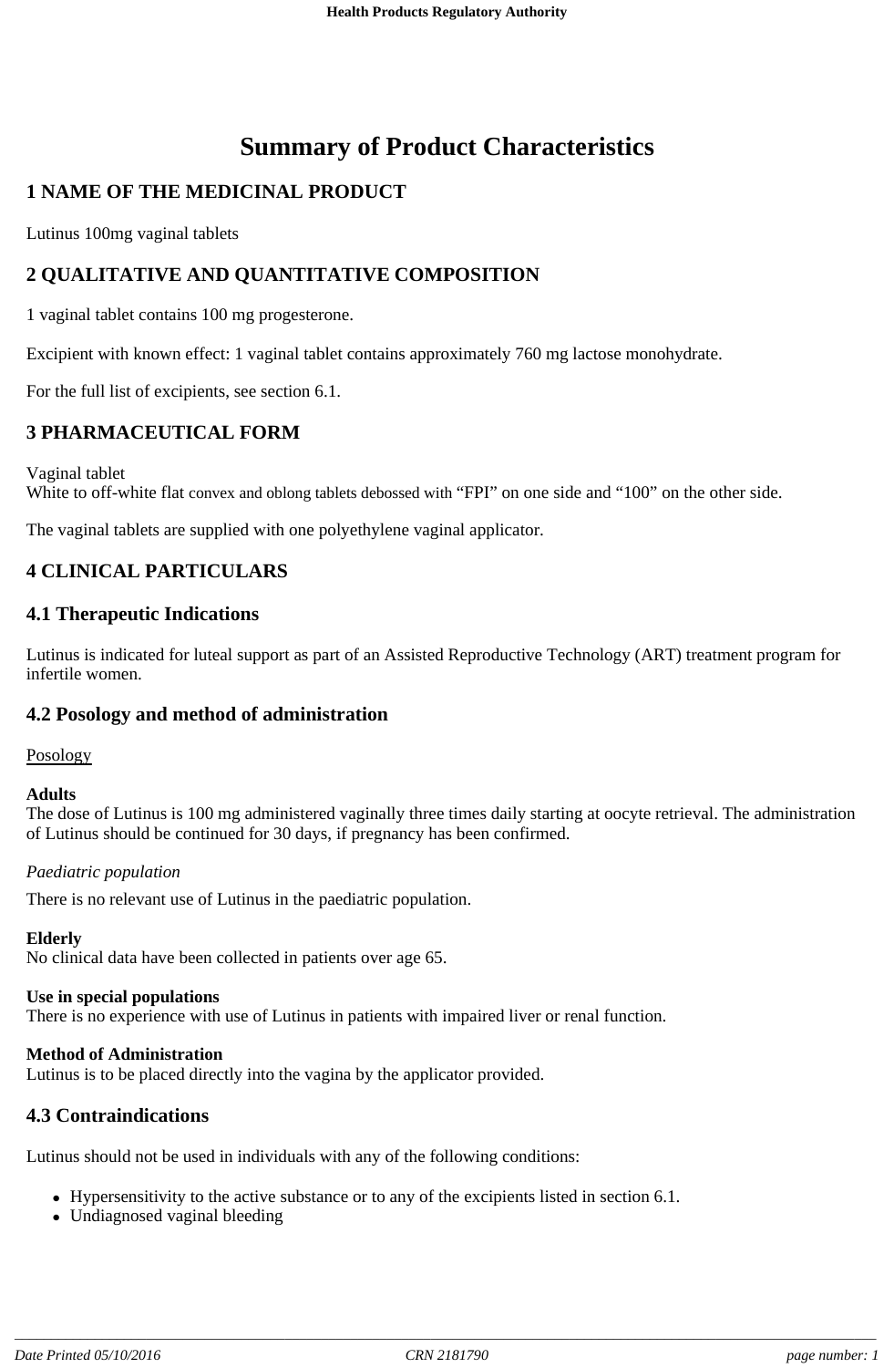# Summary of Product Characteristics

## 1 NAME OF THE MEDICINAL PRODUCT

Lutinus 100mg vaginal tablets

## 2 QUALITATIVE AND QUANTITATIVE COMPOSITION

1 vaginal tablet contains 100 mg progesterone.

Excipient with known effect: 1 vaginal tablet contains approximately 760 mg lactose monohydrate.

For the full list of excipients, see section 6.1.

## 3 PHARMACEUTICAL FORM

Vaginal tablet
White to off-white flat convex and oblong tablets debossed with “FPI” on one side and “100” on the other side.

The vaginal tablets are supplied with one polyethylene vaginal applicator.

## 4 CLINICAL PARTICULARS

### 4.1 Therapeutic Indications

Lutinus is indicated for luteal support as part of an Assisted Reproductive Technology (ART) treatment program for infertile women.

### 4.2 Posology and method of administration

Posology

**Adults**
The dose of Lutinus is 100 mg administered vaginally three times daily starting at oocyte retrieval. The administration of Lutinus should be continued for 30 days, if pregnancy has been confirmed.

*Paediatric population*

There is no relevant use of Lutinus in the paediatric population.

**Elderly**
No clinical data have been collected in patients over age 65.

**Use in special populations**
There is no experience with use of Lutinus in patients with impaired liver or renal function.

**Method of Administration**
Lutinus is to be placed directly into the vagina by the applicator provided.

### 4.3 Contraindications

Lutinus should not be used in individuals with any of the following conditions:

- Hypersensitivity to the active substance or to any of the excipients listed in section 6.1.
- Undiagnosed vaginal bleeding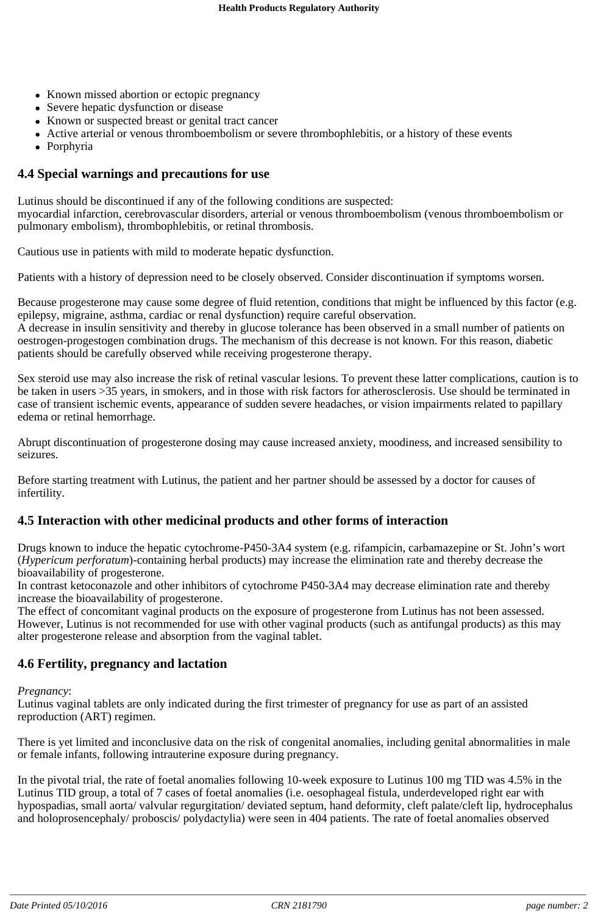- Known missed abortion or ectopic pregnancy
- Severe hepatic dysfunction or disease
- Known or suspected breast or genital tract cancer
- Active arterial or venous thromboembolism or severe thrombophlebitis, or a history of these events
- Porphyria

## 4.4 Special warnings and precautions for use

Lutinus should be discontinued if any of the following conditions are suspected:
myocardial infarction, cerebrovascular disorders, arterial or venous thromboembolism (venous thromboembolism or pulmonary embolism), thrombophlebitis, or retinal thrombosis.

Cautious use in patients with mild to moderate hepatic dysfunction.

Patients with a history of depression need to be closely observed. Consider discontinuation if symptoms worsen.

Because progesterone may cause some degree of fluid retention, conditions that might be influenced by this factor (e.g. epilepsy, migraine, asthma, cardiac or renal dysfunction) require careful observation.
A decrease in insulin sensitivity and thereby in glucose tolerance has been observed in a small number of patients on oestrogen-progestogen combination drugs. The mechanism of this decrease is not known. For this reason, diabetic patients should be carefully observed while receiving progesterone therapy.

Sex steroid use may also increase the risk of retinal vascular lesions. To prevent these latter complications, caution is to be taken in users >35 years, in smokers, and in those with risk factors for atherosclerosis. Use should be terminated in case of transient ischemic events, appearance of sudden severe headaches, or vision impairments related to papillary edema or retinal hemorrhage.

Abrupt discontinuation of progesterone dosing may cause increased anxiety, moodiness, and increased sensibility to seizures.

Before starting treatment with Lutinus, the patient and her partner should be assessed by a doctor for causes of infertility.

## 4.5 Interaction with other medicinal products and other forms of interaction

Drugs known to induce the hepatic cytochrome-P450-3A4 system (e.g. rifampicin, carbamazepine or St. John's wort (*Hypericum perforatum*)-containing herbal products) may increase the elimination rate and thereby decrease the bioavailability of progesterone.
In contrast ketoconazole and other inhibitors of cytochrome P450-3A4 may decrease elimination rate and thereby increase the bioavailability of progesterone.
The effect of concomitant vaginal products on the exposure of progesterone from Lutinus has not been assessed. However, Lutinus is not recommended for use with other vaginal products (such as antifungal products) as this may alter progesterone release and absorption from the vaginal tablet.

## 4.6 Fertility, pregnancy and lactation

*Pregnancy*:
Lutinus vaginal tablets are only indicated during the first trimester of pregnancy for use as part of an assisted reproduction (ART) regimen.

There is yet limited and inconclusive data on the risk of congenital anomalies, including genital abnormalities in male or female infants, following intrauterine exposure during pregnancy.

In the pivotal trial, the rate of foetal anomalies following 10-week exposure to Lutinus 100 mg TID was 4.5% in the Lutinus TID group, a total of 7 cases of foetal anomalies (i.e. oesophageal fistula, underdeveloped right ear with hypospadias, small aorta/ valvular regurgitation/ deviated septum, hand deformity, cleft palate/cleft lip, hydrocephalus and holoprosencephaly/ proboscis/ polydactylia) were seen in 404 patients. The rate of foetal anomalies observed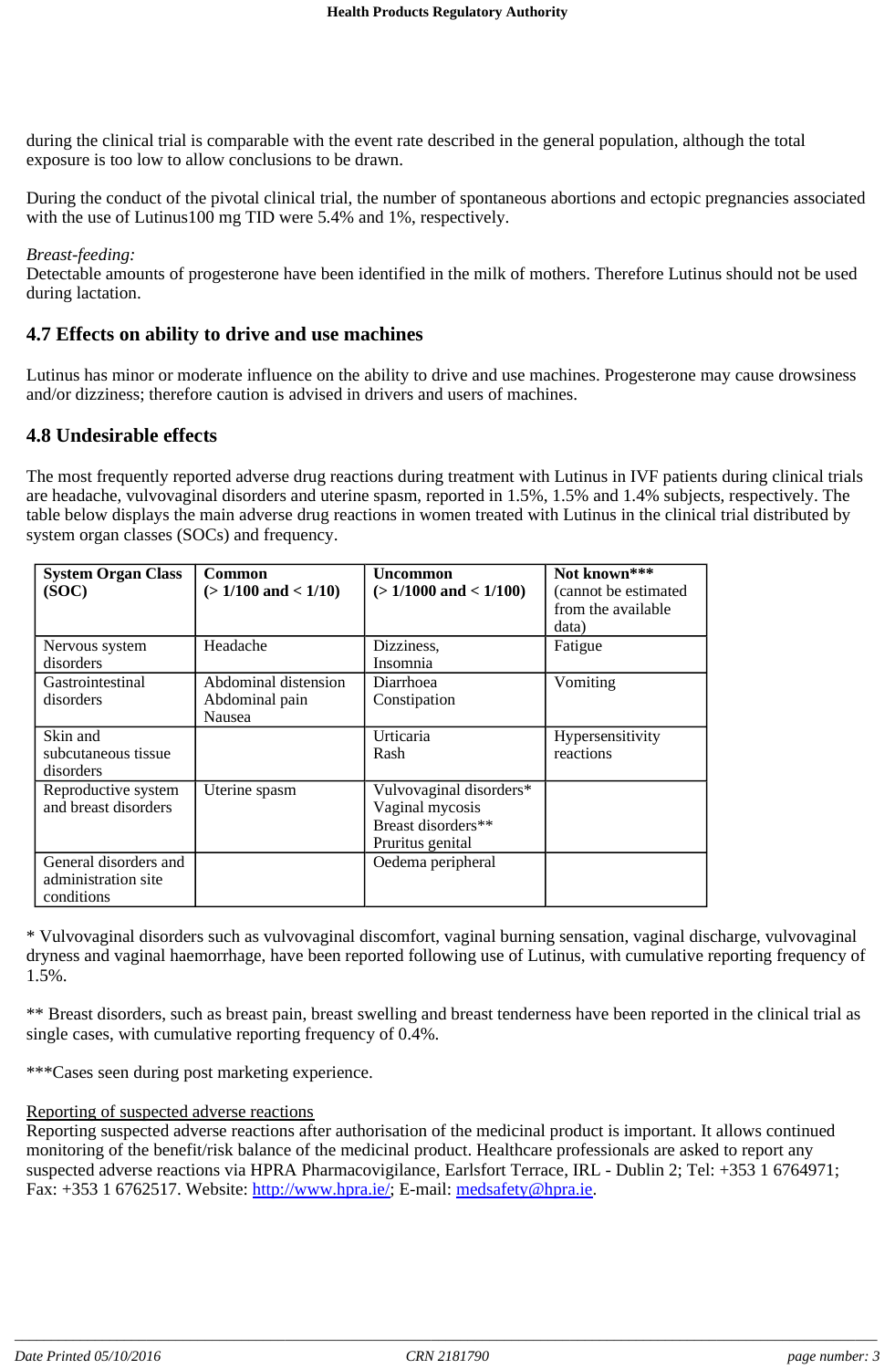during the clinical trial is comparable with the event rate described in the general population, although the total exposure is too low to allow conclusions to be drawn.

During the conduct of the pivotal clinical trial, the number of spontaneous abortions and ectopic pregnancies associated with the use of Lutinus100 mg TID were 5.4% and 1%, respectively.

*Breast-feeding:*
Detectable amounts of progesterone have been identified in the milk of mothers. Therefore Lutinus should not be used during lactation.

## 4.7 Effects on ability to drive and use machines

Lutinus has minor or moderate influence on the ability to drive and use machines. Progesterone may cause drowsiness and/or dizziness; therefore caution is advised in drivers and users of machines.

## 4.8 Undesirable effects

The most frequently reported adverse drug reactions during treatment with Lutinus in IVF patients during clinical trials are headache, vulvovaginal disorders and uterine spasm, reported in 1.5%, 1.5% and 1.4% subjects, respectively. The table below displays the main adverse drug reactions in women treated with Lutinus in the clinical trial distributed by system organ classes (SOCs) and frequency.

| **System Organ Class (SOC)** | **Common (> 1/100 and < 1/10)** | **Uncommon (> 1/1000 and < 1/100)** | **Not known***** (cannot be estimated from the available data) |
|---|---|---|---|
| Nervous system disorders | Headache | Dizziness, Insomnia | Fatigue |
| Gastrointestinal disorders | Abdominal distension<br>Abdominal pain<br>Nausea | Diarrhoea<br>Constipation | Vomiting |
| Skin and subcutaneous tissue disorders | | Urticaria<br>Rash | Hypersensitivity reactions |
| Reproductive system and breast disorders | Uterine spasm | Vulvovaginal disorders*<br>Vaginal mycosis<br>Breast disorders**<br>Pruritus genital | |
| General disorders and administration site conditions | | Oedema peripheral | |

* Vulvovaginal disorders such as vulvovaginal discomfort, vaginal burning sensation, vaginal discharge, vulvovaginal dryness and vaginal haemorrhage, have been reported following use of Lutinus, with cumulative reporting frequency of 1.5%.

** Breast disorders, such as breast pain, breast swelling and breast tenderness have been reported in the clinical trial as single cases, with cumulative reporting frequency of 0.4%.

***Cases seen during post marketing experience.

<u>Reporting of suspected adverse reactions</u>
Reporting suspected adverse reactions after authorisation of the medicinal product is important. It allows continued monitoring of the benefit/risk balance of the medicinal product. Healthcare professionals are asked to report any suspected adverse reactions via HPRA Pharmacovigilance, Earlsfort Terrace, IRL - Dublin 2; Tel: +353 1 6764971; Fax: +353 1 6762517. Website: http://www.hpra.ie/; E-mail: medsafety@hpra.ie.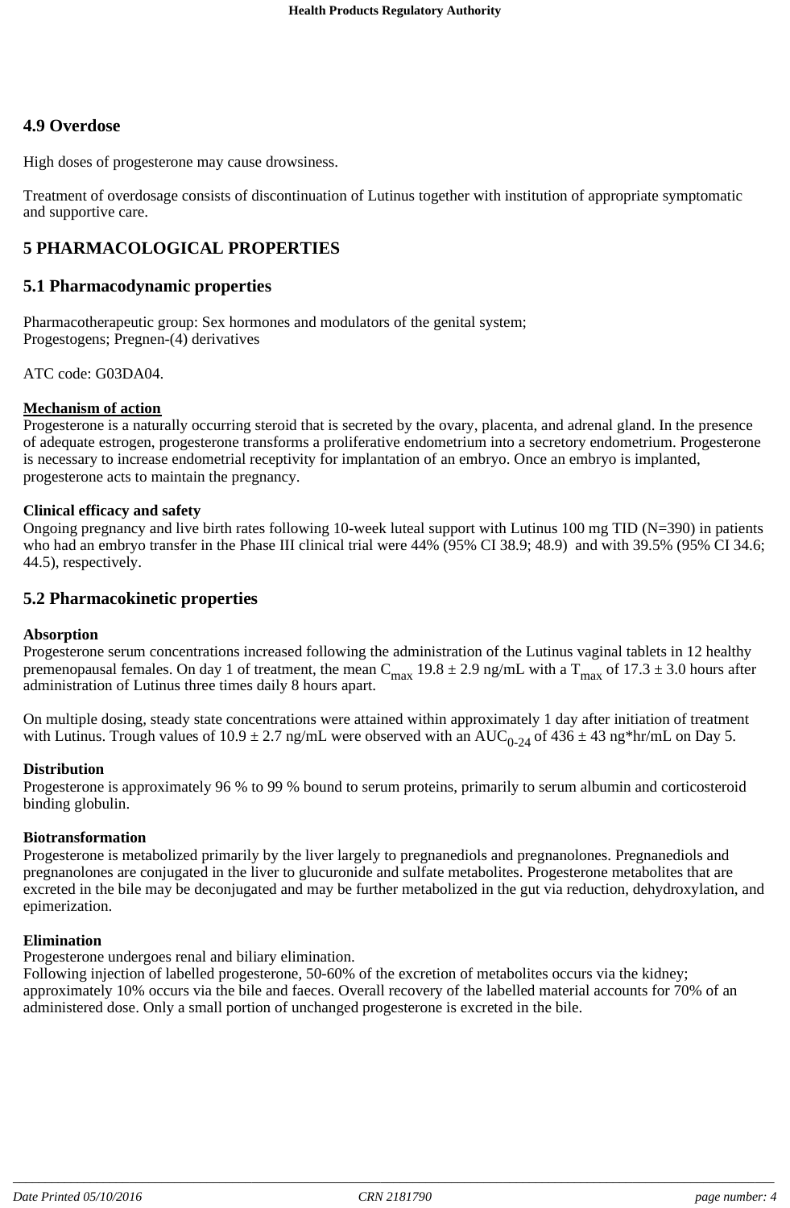## 4.9 Overdose

High doses of progesterone may cause drowsiness.

Treatment of overdosage consists of discontinuation of Lutinus together with institution of appropriate symptomatic and supportive care.

# 5 PHARMACOLOGICAL PROPERTIES

## 5.1 Pharmacodynamic properties

Pharmacotherapeutic group: Sex hormones and modulators of the genital system;
Progestogens; Pregnen-(4) derivatives

ATC code: G03DA04.

**Mechanism of action**
Progesterone is a naturally occurring steroid that is secreted by the ovary, placenta, and adrenal gland. In the presence of adequate estrogen, progesterone transforms a proliferative endometrium into a secretory endometrium. Progesterone is necessary to increase endometrial receptivity for implantation of an embryo. Once an embryo is implanted, progesterone acts to maintain the pregnancy.

**Clinical efficacy and safety**
Ongoing pregnancy and live birth rates following 10-week luteal support with Lutinus 100 mg TID (N=390) in patients who had an embryo transfer in the Phase III clinical trial were 44% (95% CI 38.9; 48.9) and with 39.5% (95% CI 34.6; 44.5), respectively.

## 5.2 Pharmacokinetic properties

**Absorption**
Progesterone serum concentrations increased following the administration of the Lutinus vaginal tablets in 12 healthy premenopausal females. On day 1 of treatment, the mean $C_{max}$ 19.8 ± 2.9 ng/mL with a $T_{max}$ of 17.3 ± 3.0 hours after administration of Lutinus three times daily 8 hours apart.

On multiple dosing, steady state concentrations were attained within approximately 1 day after initiation of treatment with Lutinus. Trough values of 10.9 ± 2.7 ng/mL were observed with an $AUC_{0-24}$ of 436 ± 43 ng*hr/mL on Day 5.

**Distribution**
Progesterone is approximately 96 % to 99 % bound to serum proteins, primarily to serum albumin and corticosteroid binding globulin.

**Biotransformation**
Progesterone is metabolized primarily by the liver largely to pregnanediols and pregnanolones. Pregnanediols and pregnanolones are conjugated in the liver to glucuronide and sulfate metabolites. Progesterone metabolites that are excreted in the bile may be deconjugated and may be further metabolized in the gut via reduction, dehydroxylation, and epimerization.

**Elimination**
Progesterone undergoes renal and biliary elimination.
Following injection of labelled progesterone, 50-60% of the excretion of metabolites occurs via the kidney; approximately 10% occurs via the bile and faeces. Overall recovery of the labelled material accounts for 70% of an administered dose. Only a small portion of unchanged progesterone is excreted in the bile.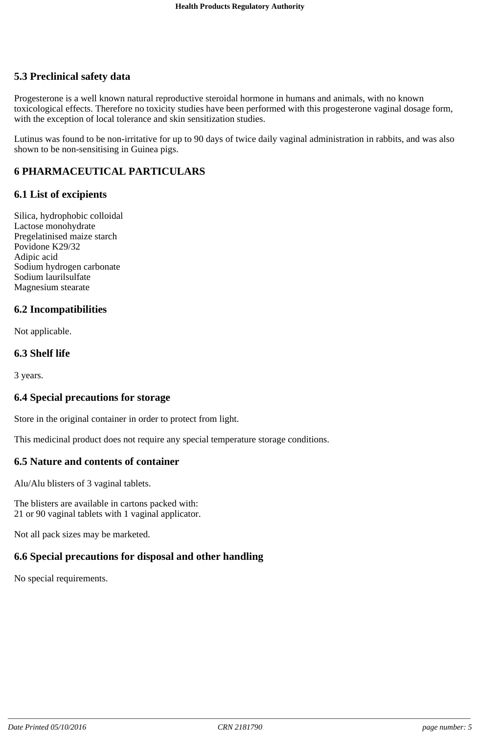### 5.3 Preclinical safety data

Progesterone is a well known natural reproductive steroidal hormone in humans and animals, with no known toxicological effects. Therefore no toxicity studies have been performed with this progesterone vaginal dosage form, with the exception of local tolerance and skin sensitization studies.

Lutinus was found to be non-irritative for up to 90 days of twice daily vaginal administration in rabbits, and was also shown to be non-sensitising in Guinea pigs.

## 6 PHARMACEUTICAL PARTICULARS

### 6.1 List of excipients

Silica, hydrophobic colloidal
Lactose monohydrate
Pregelatinised maize starch
Povidone K29/32
Adipic acid
Sodium hydrogen carbonate
Sodium laurilsulfate
Magnesium stearate

### 6.2 Incompatibilities

Not applicable.

### 6.3 Shelf life

3 years.

### 6.4 Special precautions for storage

Store in the original container in order to protect from light.

This medicinal product does not require any special temperature storage conditions.

### 6.5 Nature and contents of container

Alu/Alu blisters of 3 vaginal tablets.

The blisters are available in cartons packed with:
21 or 90 vaginal tablets with 1 vaginal applicator.

Not all pack sizes may be marketed.

### 6.6 Special precautions for disposal and other handling

No special requirements.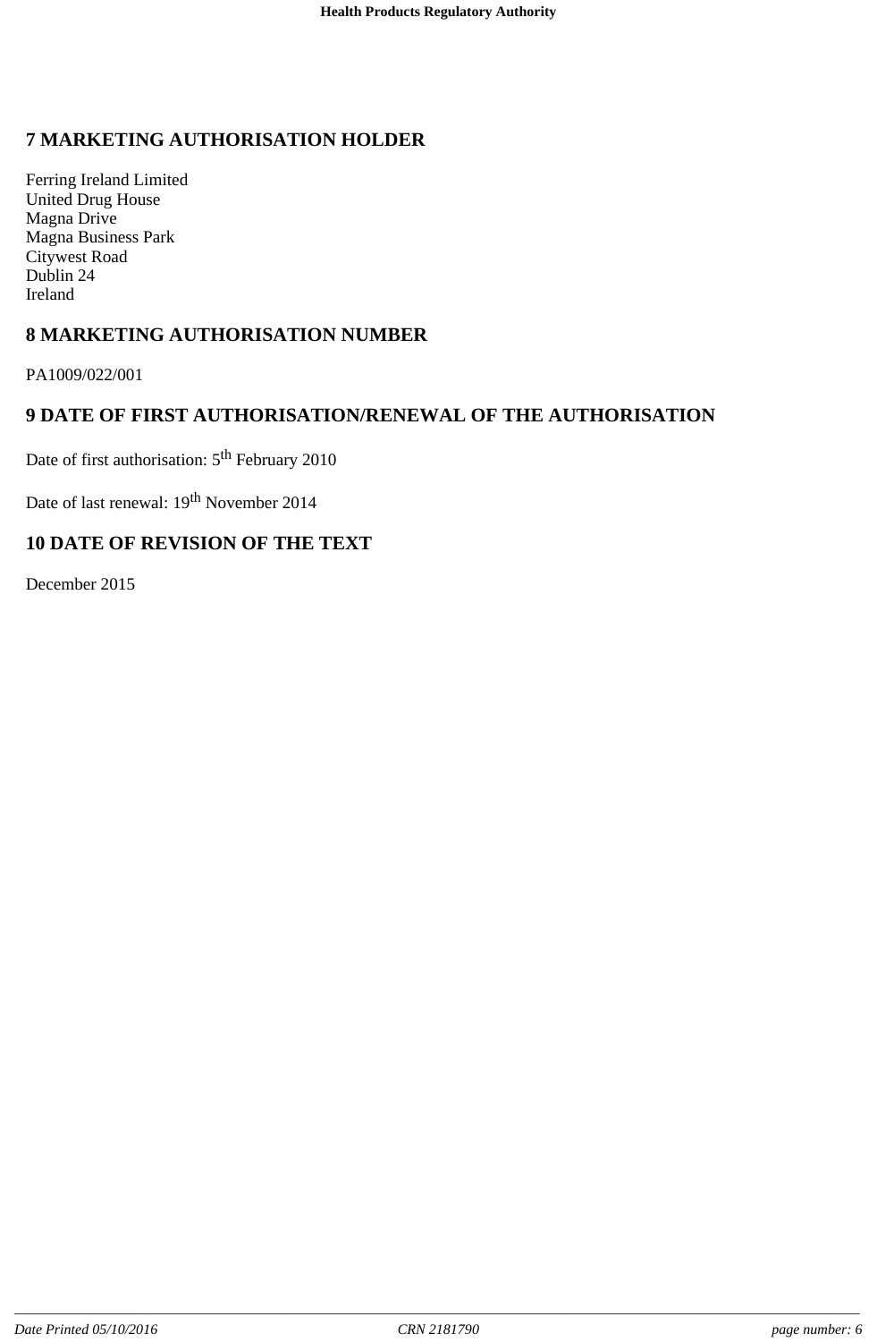## 7 MARKETING AUTHORISATION HOLDER

Ferring Ireland Limited
United Drug House
Magna Drive
Magna Business Park
Citywest Road
Dublin 24
Ireland

## 8 MARKETING AUTHORISATION NUMBER

PA1009/022/001

## 9 DATE OF FIRST AUTHORISATION/RENEWAL OF THE AUTHORISATION

Date of first authorisation: 5th February 2010

Date of last renewal: 19th November 2014

## 10 DATE OF REVISION OF THE TEXT

December 2015